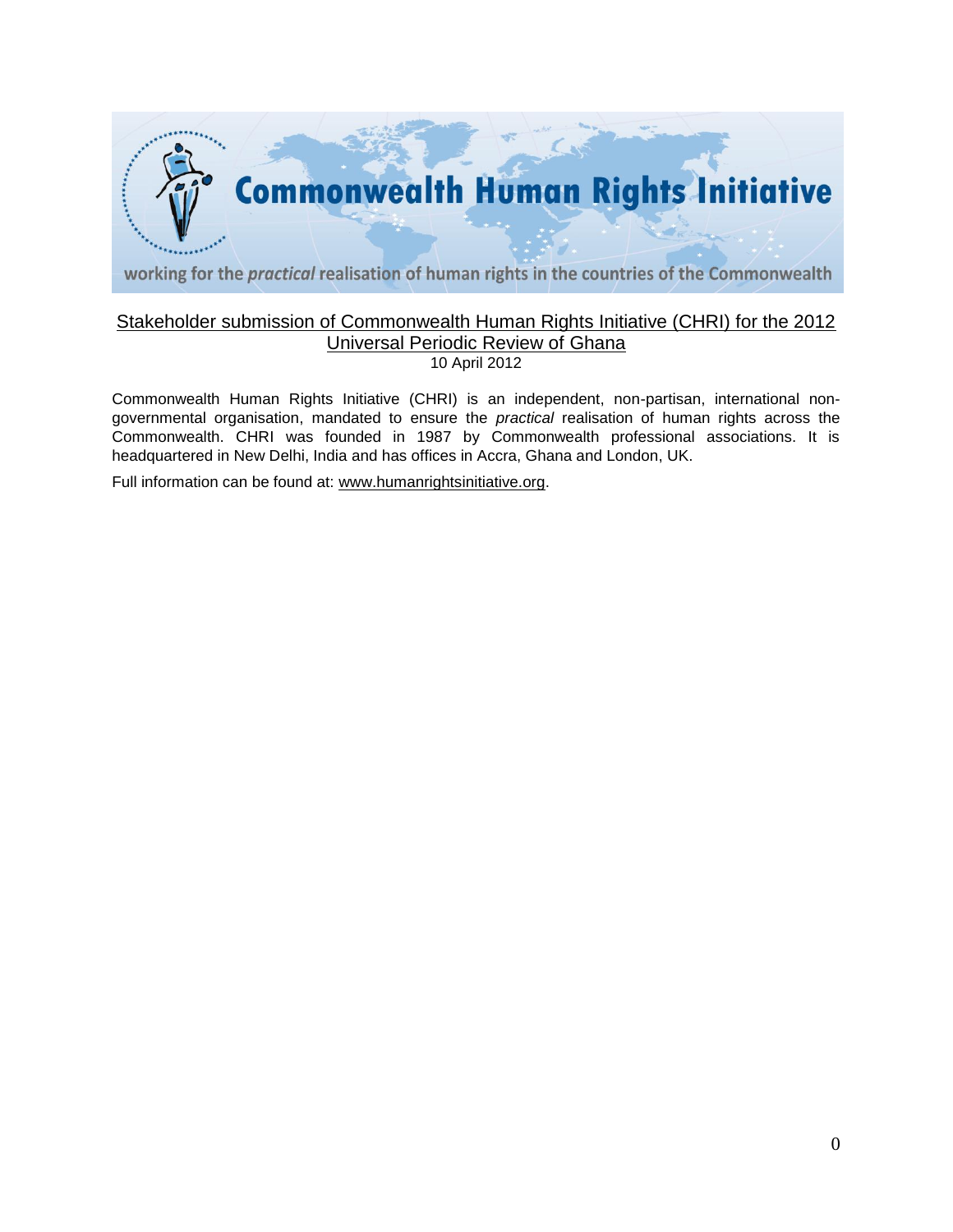# Commonwealth Human Rights Initiative

working for the *practical* realisation of human rights in the countries of the Commonwealth

## Stakeholder submission of Commonwealth Human Rights Initiative (CHRI) for the 2012 Universal Periodic Review of Ghana

10 April 2012

Commonwealth Human Rights Initiative (CHRI) is an independent, non-partisan, international non-governmental organisation, mandated to ensure the *practical* realisation of human rights across the Commonwealth. CHRI was founded in 1987 by Commonwealth professional associations. It is headquartered in New Delhi, India and has offices in Accra, Ghana and London, UK.

Full information can be found at: www.humanrightsinitiative.org.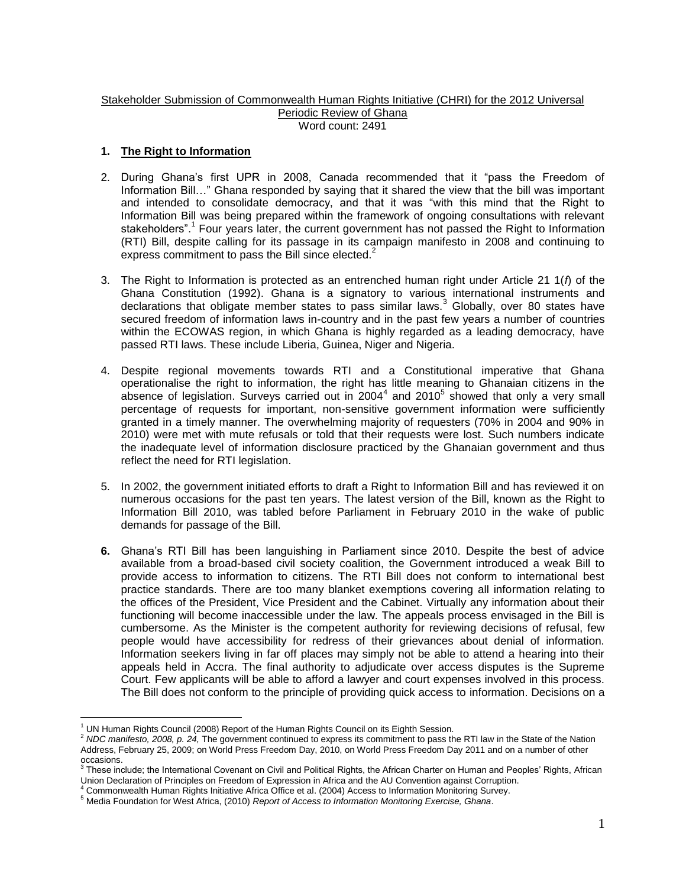Stakeholder Submission of Commonwealth Human Rights Initiative (CHRI) for the 2012 Universal Periodic Review of Ghana

Word count: 2491

**1. The Right to Information**

2. During Ghana's first UPR in 2008, Canada recommended that it "pass the Freedom of Information Bill…" Ghana responded by saying that it shared the view that the bill was important and intended to consolidate democracy, and that it was "with this mind that the Right to Information Bill was being prepared within the framework of ongoing consultations with relevant stakeholders".[1] Four years later, the current government has not passed the Right to Information (RTI) Bill, despite calling for its passage in its campaign manifesto in 2008 and continuing to express commitment to pass the Bill since elected.[2]

3. The Right to Information is protected as an entrenched human right under Article 21 1(*f*) of the Ghana Constitution (1992). Ghana is a signatory to various international instruments and declarations that obligate member states to pass similar laws.[3] Globally, over 80 states have secured freedom of information laws in-country and in the past few years a number of countries within the ECOWAS region, in which Ghana is highly regarded as a leading democracy, have passed RTI laws. These include Liberia, Guinea, Niger and Nigeria.

4. Despite regional movements towards RTI and a Constitutional imperative that Ghana operationalise the right to information, the right has little meaning to Ghanaian citizens in the absence of legislation. Surveys carried out in 2004[4] and 2010[5] showed that only a very small percentage of requests for important, non-sensitive government information were sufficiently granted in a timely manner. The overwhelming majority of requesters (70% in 2004 and 90% in 2010) were met with mute refusals or told that their requests were lost. Such numbers indicate the inadequate level of information disclosure practiced by the Ghanaian government and thus reflect the need for RTI legislation.

5. In 2002, the government initiated efforts to draft a Right to Information Bill and has reviewed it on numerous occasions for the past ten years. The latest version of the Bill, known as the Right to Information Bill 2010, was tabled before Parliament in February 2010 in the wake of public demands for passage of the Bill.

**6.** Ghana's RTI Bill has been languishing in Parliament since 2010. Despite the best of advice available from a broad-based civil society coalition, the Government introduced a weak Bill to provide access to information to citizens. The RTI Bill does not conform to international best practice standards. There are too many blanket exemptions covering all information relating to the offices of the President, Vice President and the Cabinet. Virtually any information about their functioning will become inaccessible under the law. The appeals process envisaged in the Bill is cumbersome. As the Minister is the competent authority for reviewing decisions of refusal, few people would have accessibility for redress of their grievances about denial of information. Information seekers living in far off places may simply not be able to attend a hearing into their appeals held in Accra. The final authority to adjudicate over access disputes is the Supreme Court. Few applicants will be able to afford a lawyer and court expenses involved in this process. The Bill does not conform to the principle of providing quick access to information. Decisions on a

---

[1] UN Human Rights Council (2008) Report of the Human Rights Council on its Eighth Session.

[2] *NDC manifesto, 2008, p. 24,* The government continued to express its commitment to pass the RTI law in the State of the Nation Address, February 25, 2009; on World Press Freedom Day, 2010, on World Press Freedom Day 2011 and on a number of other occasions.

[3] These include; the International Covenant on Civil and Political Rights, the African Charter on Human and Peoples' Rights, African Union Declaration of Principles on Freedom of Expression in Africa and the AU Convention against Corruption.

[4] Commonwealth Human Rights Initiative Africa Office et al. (2004) Access to Information Monitoring Survey.

[5] Media Foundation for West Africa, (2010) *Report of Access to Information Monitoring Exercise, Ghana*.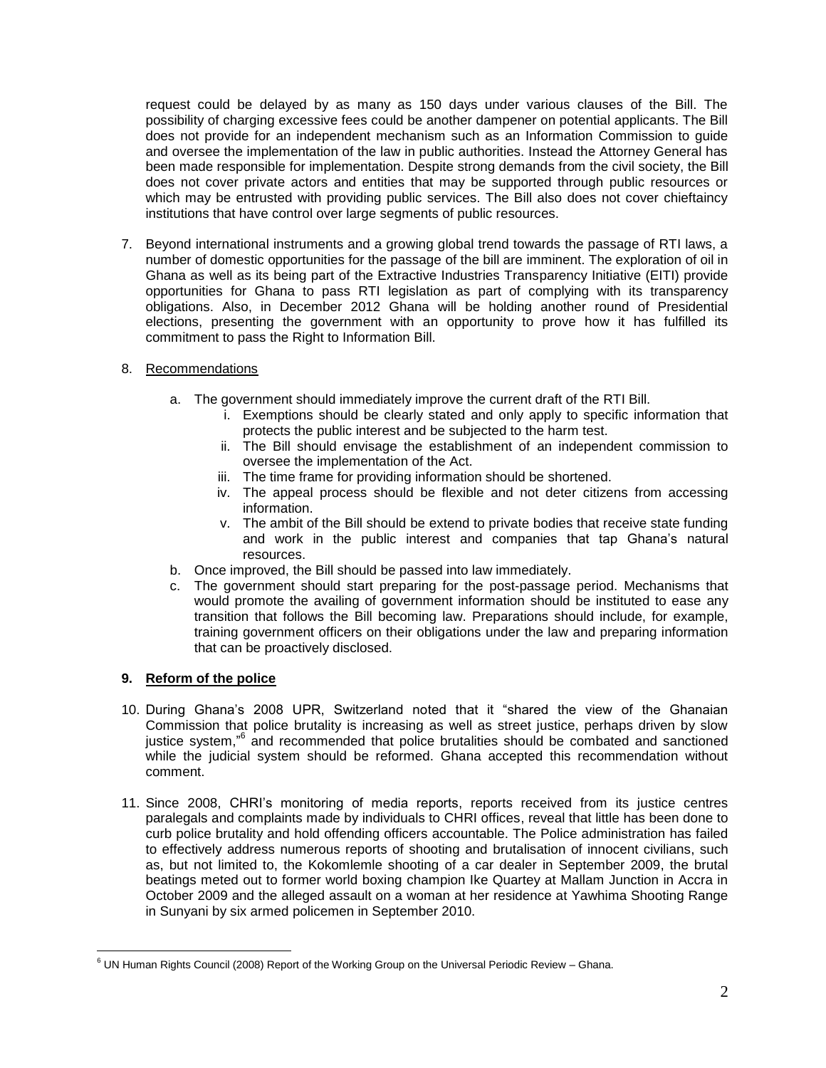request could be delayed by as many as 150 days under various clauses of the Bill. The possibility of charging excessive fees could be another dampener on potential applicants. The Bill does not provide for an independent mechanism such as an Information Commission to guide and oversee the implementation of the law in public authorities. Instead the Attorney General has been made responsible for implementation. Despite strong demands from the civil society, the Bill does not cover private actors and entities that may be supported through public resources or which may be entrusted with providing public services. The Bill also does not cover chieftaincy institutions that have control over large segments of public resources.

7. Beyond international instruments and a growing global trend towards the passage of RTI laws, a number of domestic opportunities for the passage of the bill are imminent. The exploration of oil in Ghana as well as its being part of the Extractive Industries Transparency Initiative (EITI) provide opportunities for Ghana to pass RTI legislation as part of complying with its transparency obligations. Also, in December 2012 Ghana will be holding another round of Presidential elections, presenting the government with an opportunity to prove how it has fulfilled its commitment to pass the Right to Information Bill.

8. Recommendations
   a. The government should immediately improve the current draft of the RTI Bill.
      i. Exemptions should be clearly stated and only apply to specific information that protects the public interest and be subjected to the harm test.
      ii. The Bill should envisage the establishment of an independent commission to oversee the implementation of the Act.
      iii. The time frame for providing information should be shortened.
      iv. The appeal process should be flexible and not deter citizens from accessing information.
      v. The ambit of the Bill should be extend to private bodies that receive state funding and work in the public interest and companies that tap Ghana's natural resources.
   b. Once improved, the Bill should be passed into law immediately.
   c. The government should start preparing for the post-passage period. Mechanisms that would promote the availing of government information should be instituted to ease any transition that follows the Bill becoming law. Preparations should include, for example, training government officers on their obligations under the law and preparing information that can be proactively disclosed.

## 9. Reform of the police

10. During Ghana's 2008 UPR, Switzerland noted that it "shared the view of the Ghanaian Commission that police brutality is increasing as well as street justice, perhaps driven by slow justice system,"[6] and recommended that police brutalities should be combated and sanctioned while the judicial system should be reformed. Ghana accepted this recommendation without comment.

11. Since 2008, CHRI's monitoring of media reports, reports received from its justice centres paralegals and complaints made by individuals to CHRI offices, reveal that little has been done to curb police brutality and hold offending officers accountable. The Police administration has failed to effectively address numerous reports of shooting and brutalisation of innocent civilians, such as, but not limited to, the Kokomlemle shooting of a car dealer in September 2009, the brutal beatings meted out to former world boxing champion Ike Quartey at Mallam Junction in Accra in October 2009 and the alleged assault on a woman at her residence at Yawhima Shooting Range in Sunyani by six armed policemen in September 2010.

---

[6] UN Human Rights Council (2008) Report of the Working Group on the Universal Periodic Review – Ghana.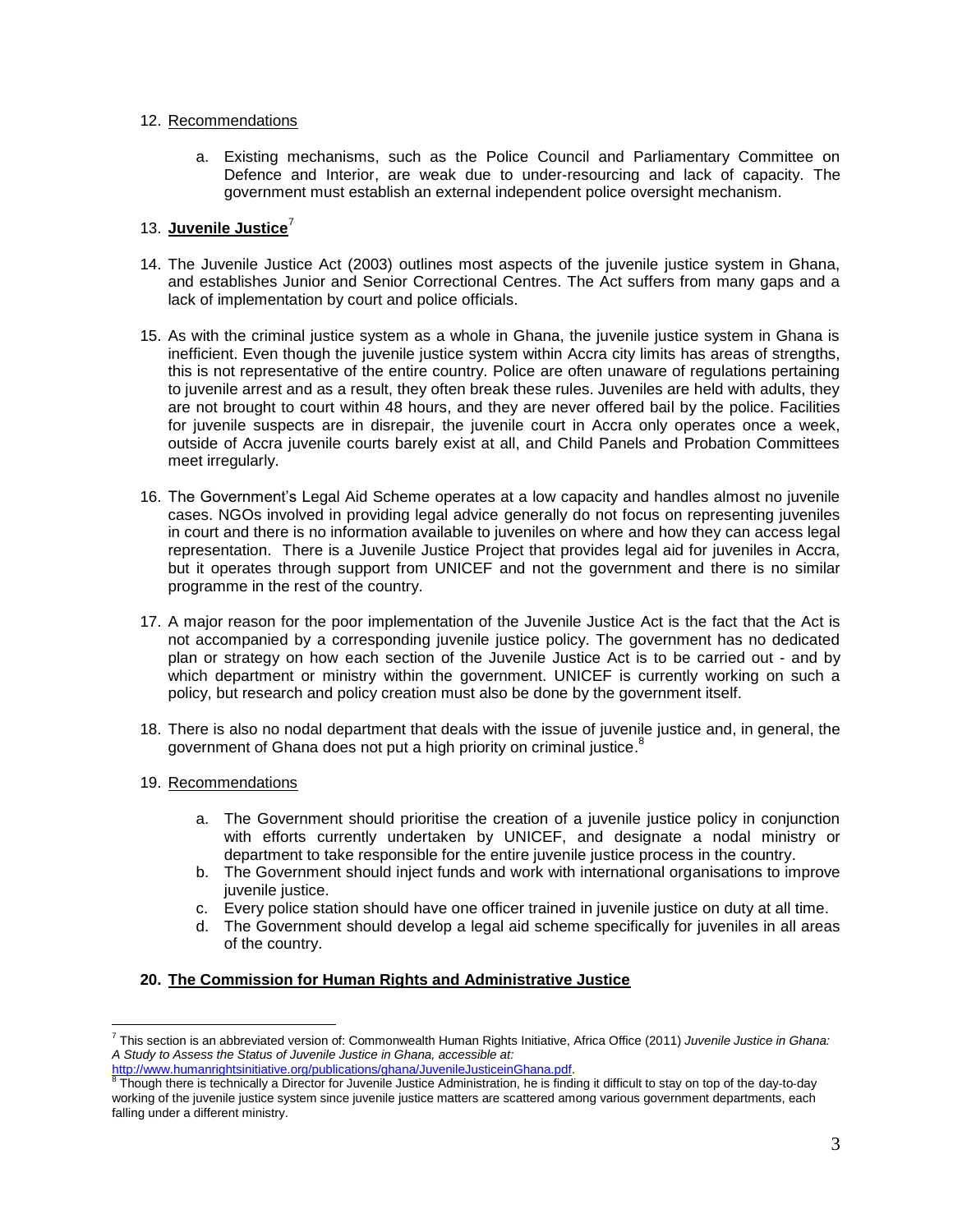12. Recommendations

    a. Existing mechanisms, such as the Police Council and Parliamentary Committee on Defence and Interior, are weak due to under-resourcing and lack of capacity. The government must establish an external independent police oversight mechanism.

13. **Juvenile Justice**[7]

14. The Juvenile Justice Act (2003) outlines most aspects of the juvenile justice system in Ghana, and establishes Junior and Senior Correctional Centres. The Act suffers from many gaps and a lack of implementation by court and police officials.

15. As with the criminal justice system as a whole in Ghana, the juvenile justice system in Ghana is inefficient. Even though the juvenile justice system within Accra city limits has areas of strengths, this is not representative of the entire country. Police are often unaware of regulations pertaining to juvenile arrest and as a result, they often break these rules. Juveniles are held with adults, they are not brought to court within 48 hours, and they are never offered bail by the police. Facilities for juvenile suspects are in disrepair, the juvenile court in Accra only operates once a week, outside of Accra juvenile courts barely exist at all, and Child Panels and Probation Committees meet irregularly.

16. The Government's Legal Aid Scheme operates at a low capacity and handles almost no juvenile cases. NGOs involved in providing legal advice generally do not focus on representing juveniles in court and there is no information available to juveniles on where and how they can access legal representation. There is a Juvenile Justice Project that provides legal aid for juveniles in Accra, but it operates through support from UNICEF and not the government and there is no similar programme in the rest of the country.

17. A major reason for the poor implementation of the Juvenile Justice Act is the fact that the Act is not accompanied by a corresponding juvenile justice policy. The government has no dedicated plan or strategy on how each section of the Juvenile Justice Act is to be carried out - and by which department or ministry within the government. UNICEF is currently working on such a policy, but research and policy creation must also be done by the government itself.

18. There is also no nodal department that deals with the issue of juvenile justice and, in general, the government of Ghana does not put a high priority on criminal justice.[8]

19. Recommendations

    a. The Government should prioritise the creation of a juvenile justice policy in conjunction with efforts currently undertaken by UNICEF, and designate a nodal ministry or department to take responsible for the entire juvenile justice process in the country.
    b. The Government should inject funds and work with international organisations to improve juvenile justice.
    c. Every police station should have one officer trained in juvenile justice on duty at all time.
    d. The Government should develop a legal aid scheme specifically for juveniles in all areas of the country.

20. **The Commission for Human Rights and Administrative Justice**

---

[7] This section is an abbreviated version of: Commonwealth Human Rights Initiative, Africa Office (2011) *Juvenile Justice in Ghana: A Study to Assess the Status of Juvenile Justice in Ghana, accessible at:* http://www.humanrightsinitiative.org/publications/ghana/JuvenileJusticeinGhana.pdf.

[8] Though there is technically a Director for Juvenile Justice Administration, he is finding it difficult to stay on top of the day-to-day working of the juvenile justice system since juvenile justice matters are scattered among various government departments, each falling under a different ministry.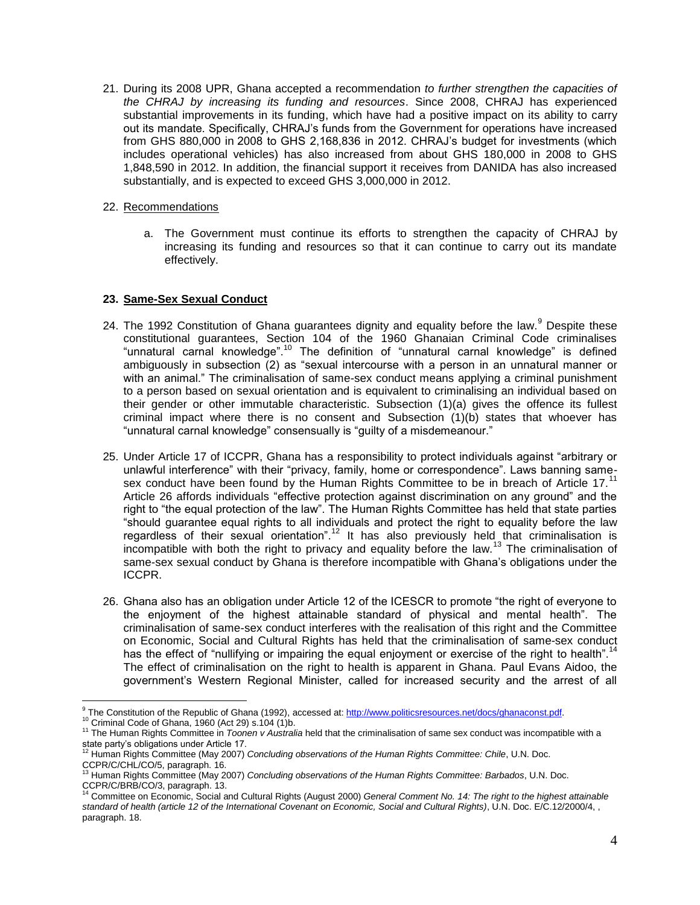21. During its 2008 UPR, Ghana accepted a recommendation *to further strengthen the capacities of the CHRAJ by increasing its funding and resources*. Since 2008, CHRAJ has experienced substantial improvements in its funding, which have had a positive impact on its ability to carry out its mandate. Specifically, CHRAJ's funds from the Government for operations have increased from GHS 880,000 in 2008 to GHS 2,168,836 in 2012. CHRAJ's budget for investments (which includes operational vehicles) has also increased from about GHS 180,000 in 2008 to GHS 1,848,590 in 2012. In addition, the financial support it receives from DANIDA has also increased substantially, and is expected to exceed GHS 3,000,000 in 2012.

22. Recommendations

    a. The Government must continue its efforts to strengthen the capacity of CHRAJ by increasing its funding and resources so that it can continue to carry out its mandate effectively.

**23. Same-Sex Sexual Conduct**

24. The 1992 Constitution of Ghana guarantees dignity and equality before the law.[9] Despite these constitutional guarantees, Section 104 of the 1960 Ghanaian Criminal Code criminalises "unnatural carnal knowledge".[10] The definition of "unnatural carnal knowledge" is defined ambiguously in subsection (2) as "sexual intercourse with a person in an unnatural manner or with an animal." The criminalisation of same-sex conduct means applying a criminal punishment to a person based on sexual orientation and is equivalent to criminalising an individual based on their gender or other immutable characteristic. Subsection (1)(a) gives the offence its fullest criminal impact where there is no consent and Subsection (1)(b) states that whoever has "unnatural carnal knowledge" consensually is "guilty of a misdemeanour."

25. Under Article 17 of ICCPR, Ghana has a responsibility to protect individuals against "arbitrary or unlawful interference" with their "privacy, family, home or correspondence". Laws banning same-sex conduct have been found by the Human Rights Committee to be in breach of Article 17.[11] Article 26 affords individuals "effective protection against discrimination on any ground" and the right to "the equal protection of the law". The Human Rights Committee has held that state parties "should guarantee equal rights to all individuals and protect the right to equality before the law regardless of their sexual orientation".[12] It has also previously held that criminalisation is incompatible with both the right to privacy and equality before the law.[13] The criminalisation of same-sex sexual conduct by Ghana is therefore incompatible with Ghana's obligations under the ICCPR.

26. Ghana also has an obligation under Article 12 of the ICESCR to promote "the right of everyone to the enjoyment of the highest attainable standard of physical and mental health". The criminalisation of same-sex conduct interferes with the realisation of this right and the Committee on Economic, Social and Cultural Rights has held that the criminalisation of same-sex conduct has the effect of "nullifying or impairing the equal enjoyment or exercise of the right to health".[14] The effect of criminalisation on the right to health is apparent in Ghana. Paul Evans Aidoo, the government's Western Regional Minister, called for increased security and the arrest of all

---

[9] The Constitution of the Republic of Ghana (1992), accessed at: http://www.politicsresources.net/docs/ghanaconst.pdf.

[10] Criminal Code of Ghana, 1960 (Act 29) s.104 (1)b.

[11] The Human Rights Committee in *Toonen v Australia* held that the criminalisation of same sex conduct was incompatible with a state party's obligations under Article 17.

[12] Human Rights Committee (May 2007) *Concluding observations of the Human Rights Committee: Chile*, U.N. Doc. CCPR/C/CHL/CO/5, paragraph. 16.

[13] Human Rights Committee (May 2007) *Concluding observations of the Human Rights Committee: Barbados*, U.N. Doc. CCPR/C/BRB/CO/3, paragraph. 13.

[14] Committee on Economic, Social and Cultural Rights (August 2000) *General Comment No. 14: The right to the highest attainable standard of health (article 12 of the International Covenant on Economic, Social and Cultural Rights)*, U.N. Doc. E/C.12/2000/4, , paragraph. 18.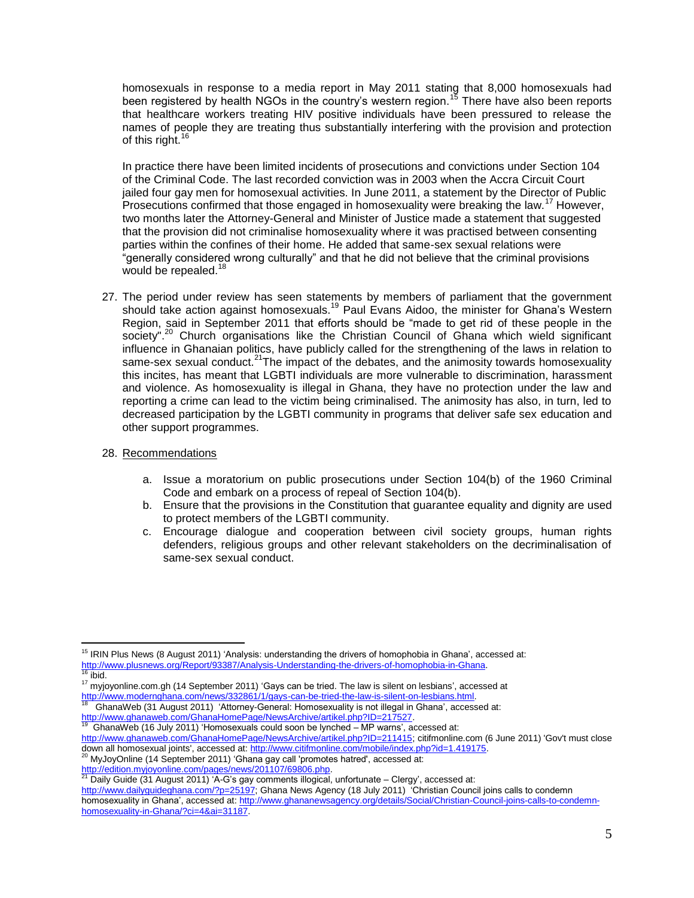homosexuals in response to a media report in May 2011 stating that 8,000 homosexuals had been registered by health NGOs in the country's western region.[15] There have also been reports that healthcare workers treating HIV positive individuals have been pressured to release the names of people they are treating thus substantially interfering with the provision and protection of this right.[16]

In practice there have been limited incidents of prosecutions and convictions under Section 104 of the Criminal Code. The last recorded conviction was in 2003 when the Accra Circuit Court jailed four gay men for homosexual activities. In June 2011, a statement by the Director of Public Prosecutions confirmed that those engaged in homosexuality were breaking the law.[17] However, two months later the Attorney-General and Minister of Justice made a statement that suggested that the provision did not criminalise homosexuality where it was practised between consenting parties within the confines of their home. He added that same-sex sexual relations were "generally considered wrong culturally" and that he did not believe that the criminal provisions would be repealed.[18]

27. The period under review has seen statements by members of parliament that the government should take action against homosexuals.[19] Paul Evans Aidoo, the minister for Ghana's Western Region, said in September 2011 that efforts should be "made to get rid of these people in the society".[20] Church organisations like the Christian Council of Ghana which wield significant influence in Ghanaian politics, have publicly called for the strengthening of the laws in relation to same-sex sexual conduct.[21]The impact of the debates, and the animosity towards homosexuality this incites, has meant that LGBTI individuals are more vulnerable to discrimination, harassment and violence. As homosexuality is illegal in Ghana, they have no protection under the law and reporting a crime can lead to the victim being criminalised. The animosity has also, in turn, led to decreased participation by the LGBTI community in programs that deliver safe sex education and other support programmes.

28. <u>Recommendations</u>

    a. Issue a moratorium on public prosecutions under Section 104(b) of the 1960 Criminal Code and embark on a process of repeal of Section 104(b).
    b. Ensure that the provisions in the Constitution that guarantee equality and dignity are used to protect members of the LGBTI community.
    c. Encourage dialogue and cooperation between civil society groups, human rights defenders, religious groups and other relevant stakeholders on the decriminalisation of same-sex sexual conduct.

---

[15] IRIN Plus News (8 August 2011) 'Analysis: understanding the drivers of homophobia in Ghana', accessed at: http://www.plusnews.org/Report/93387/Analysis-Understanding-the-drivers-of-homophobia-in-Ghana.

[16] ibid.

[17] myjoyonline.com.gh (14 September 2011) 'Gays can be tried. The law is silent on lesbians', accessed at http://www.modernghana.com/news/332861/1/gays-can-be-tried-the-law-is-silent-on-lesbians.html.

[18] GhanaWeb (31 August 2011) 'Attorney-General: Homosexuality is not illegal in Ghana', accessed at: http://www.ghanaweb.com/GhanaHomePage/NewsArchive/artikel.php?ID=217527.

[19] GhanaWeb (16 July 2011) 'Homosexuals could soon be lynched – MP warns', accessed at: http://www.ghanaweb.com/GhanaHomePage/NewsArchive/artikel.php?ID=211415; citifmonline.com (6 June 2011) 'Gov't must close down all homosexual joints', accessed at: http://www.citifmonline.com/mobile/index.php?id=1.419175.

[20] MyJoyOnline (14 September 2011) 'Ghana gay call 'promotes hatred', accessed at: http://edition.myjoyonline.com/pages/news/201107/69806.php.

[21] Daily Guide (31 August 2011) 'A-G's gay comments illogical, unfortunate – Clergy', accessed at: http://www.dailyguideghana.com/?p=25197; Ghana News Agency (18 July 2011) 'Christian Council joins calls to condemn homosexuality in Ghana', accessed at: http://www.ghananewsagency.org/details/Social/Christian-Council-joins-calls-to-condemn-homosexuality-in-Ghana/?ci=4&ai=31187.